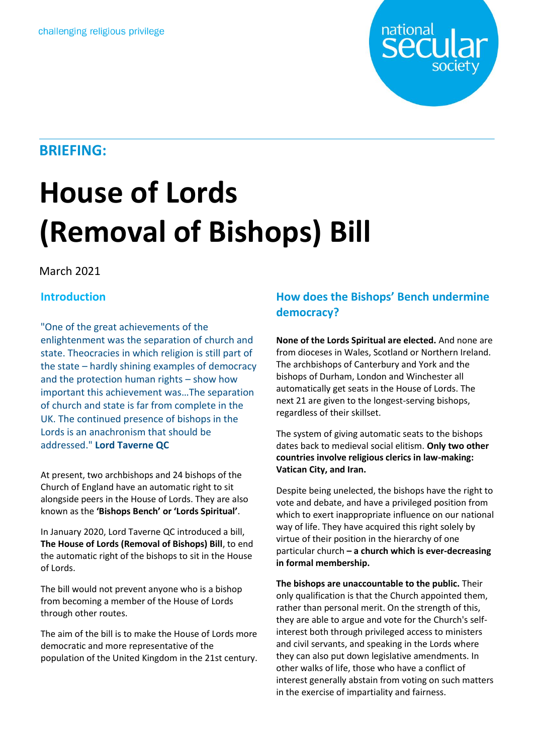challenging religious privilege

national secular society

**BRIEFING:**

# House of Lords (Removal of Bishops) Bill

March 2021

## Introduction

"One of the great achievements of the enlightenment was the separation of church and state. Theocracies in which religion is still part of the state – hardly shining examples of democracy and the protection human rights – show how important this achievement was…The separation of church and state is far from complete in the UK. The continued presence of bishops in the Lords is an anachronism that should be addressed." **Lord Taverne QC**

At present, two archbishops and 24 bishops of the Church of England have an automatic right to sit alongside peers in the House of Lords. They are also known as the **'Bishops Bench' or 'Lords Spiritual'**.

In January 2020, Lord Taverne QC introduced a bill, **The House of Lords (Removal of Bishops) Bill**, to end the automatic right of the bishops to sit in the House of Lords.

The bill would not prevent anyone who is a bishop from becoming a member of the House of Lords through other routes.

The aim of the bill is to make the House of Lords more democratic and more representative of the population of the United Kingdom in the 21st century.

## How does the Bishops' Bench undermine democracy?

**None of the Lords Spiritual are elected.** And none are from dioceses in Wales, Scotland or Northern Ireland. The archbishops of Canterbury and York and the bishops of Durham, London and Winchester all automatically get seats in the House of Lords. The next 21 are given to the longest-serving bishops, regardless of their skillset.

The system of giving automatic seats to the bishops dates back to medieval social elitism. **Only two other countries involve religious clerics in law-making: Vatican City, and Iran.**

Despite being unelected, the bishops have the right to vote and debate, and have a privileged position from which to exert inappropriate influence on our national way of life. They have acquired this right solely by virtue of their position in the hierarchy of one particular church **– a church which is ever-decreasing in formal membership.**

**The bishops are unaccountable to the public.** Their only qualification is that the Church appointed them, rather than personal merit. On the strength of this, they are able to argue and vote for the Church's self-interest both through privileged access to ministers and civil servants, and speaking in the Lords where they can also put down legislative amendments. In other walks of life, those who have a conflict of interest generally abstain from voting on such matters in the exercise of impartiality and fairness.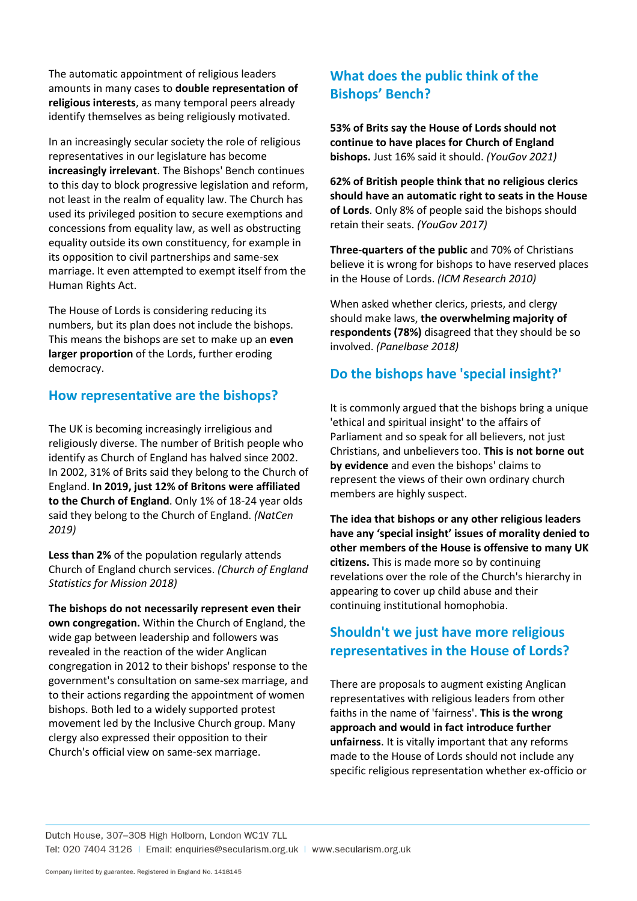The automatic appointment of religious leaders amounts in many cases to **double representation of religious interests**, as many temporal peers already identify themselves as being religiously motivated.

In an increasingly secular society the role of religious representatives in our legislature has become **increasingly irrelevant**. The Bishops' Bench continues to this day to block progressive legislation and reform, not least in the realm of equality law. The Church has used its privileged position to secure exemptions and concessions from equality law, as well as obstructing equality outside its own constituency, for example in its opposition to civil partnerships and same-sex marriage. It even attempted to exempt itself from the Human Rights Act.

The House of Lords is considering reducing its numbers, but its plan does not include the bishops. This means the bishops are set to make up an **even larger proportion** of the Lords, further eroding democracy.

## How representative are the bishops?

The UK is becoming increasingly irreligious and religiously diverse. The number of British people who identify as Church of England has halved since 2002. In 2002, 31% of Brits said they belong to the Church of England. **In 2019, just 12% of Britons were affiliated to the Church of England**. Only 1% of 18-24 year olds said they belong to the Church of England. *(NatCen 2019)*

**Less than 2%** of the population regularly attends Church of England church services. *(Church of England Statistics for Mission 2018)*

**The bishops do not necessarily represent even their own congregation.** Within the Church of England, the wide gap between leadership and followers was revealed in the reaction of the wider Anglican congregation in 2012 to their bishops' response to the government's consultation on same-sex marriage, and to their actions regarding the appointment of women bishops. Both led to a widely supported protest movement led by the Inclusive Church group. Many clergy also expressed their opposition to their Church's official view on same-sex marriage.

## What does the public think of the Bishops' Bench?

**53% of Brits say the House of Lords should not continue to have places for Church of England bishops.** Just 16% said it should. *(YouGov 2021)*

**62% of British people think that no religious clerics should have an automatic right to seats in the House of Lords**. Only 8% of people said the bishops should retain their seats. *(YouGov 2017)*

**Three-quarters of the public** and 70% of Christians believe it is wrong for bishops to have reserved places in the House of Lords. *(ICM Research 2010)*

When asked whether clerics, priests, and clergy should make laws, **the overwhelming majority of respondents (78%)** disagreed that they should be so involved. *(Panelbase 2018)*

## Do the bishops have 'special insight?'

It is commonly argued that the bishops bring a unique 'ethical and spiritual insight' to the affairs of Parliament and so speak for all believers, not just Christians, and unbelievers too. **This is not borne out by evidence** and even the bishops' claims to represent the views of their own ordinary church members are highly suspect.

**The idea that bishops or any other religious leaders have any 'special insight' issues of morality denied to other members of the House is offensive to many UK citizens.** This is made more so by continuing revelations over the role of the Church's hierarchy in appearing to cover up child abuse and their continuing institutional homophobia.

## Shouldn't we just have more religious representatives in the House of Lords?

There are proposals to augment existing Anglican representatives with religious leaders from other faiths in the name of 'fairness'. **This is the wrong approach and would in fact introduce further unfairness**. It is vitally important that any reforms made to the House of Lords should not include any specific religious representation whether ex-officio or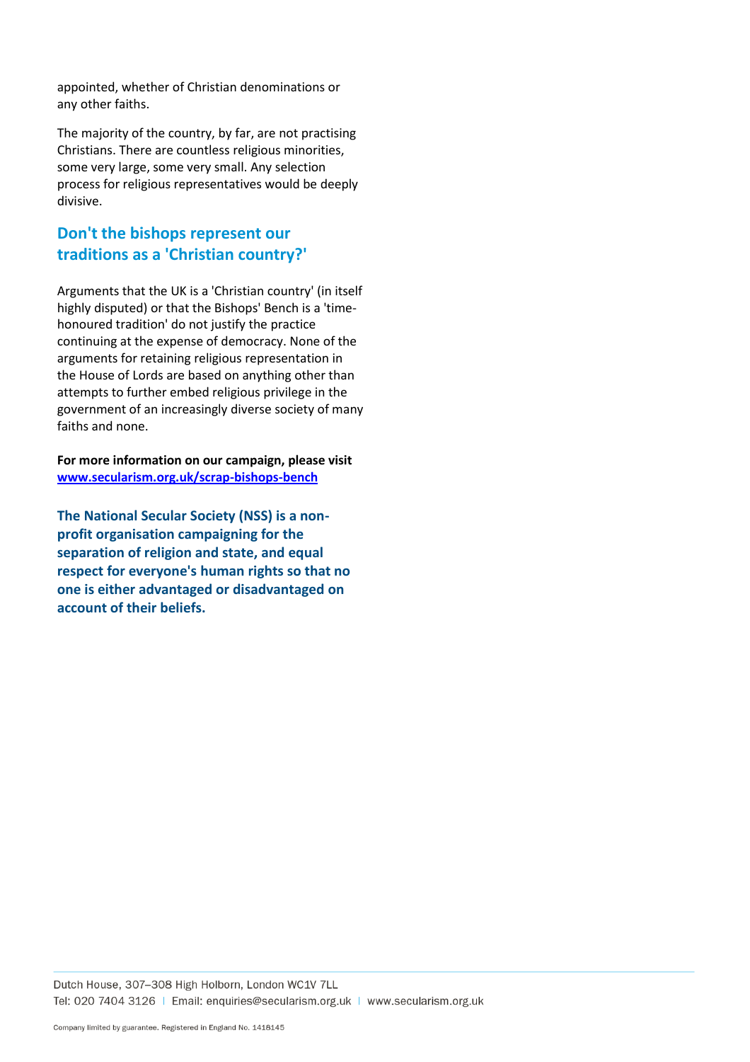appointed, whether of Christian denominations or any other faiths.

The majority of the country, by far, are not practising Christians. There are countless religious minorities, some very large, some very small. Any selection process for religious representatives would be deeply divisive.

## Don't the bishops represent our traditions as a 'Christian country?'

Arguments that the UK is a 'Christian country' (in itself highly disputed) or that the Bishops' Bench is a 'time-honoured tradition' do not justify the practice continuing at the expense of democracy. None of the arguments for retaining religious representation in the House of Lords are based on anything other than attempts to further embed religious privilege in the government of an increasingly diverse society of many faiths and none.

**For more information on our campaign, please visit [www.secularism.org.uk/scrap-bishops-bench](http://www.secularism.org.uk/scrap-bishops-bench)**

**The National Secular Society (NSS) is a non-profit organisation campaigning for the separation of religion and state, and equal respect for everyone's human rights so that no one is either advantaged or disadvantaged on account of their beliefs.**

Dutch House, 307–308 High Holborn, London WC1V 7LL
Tel: 020 7404 3126 | Email: enquiries@secularism.org.uk | www.secularism.org.uk

Company limited by guarantee. Registered in England No. 1418145